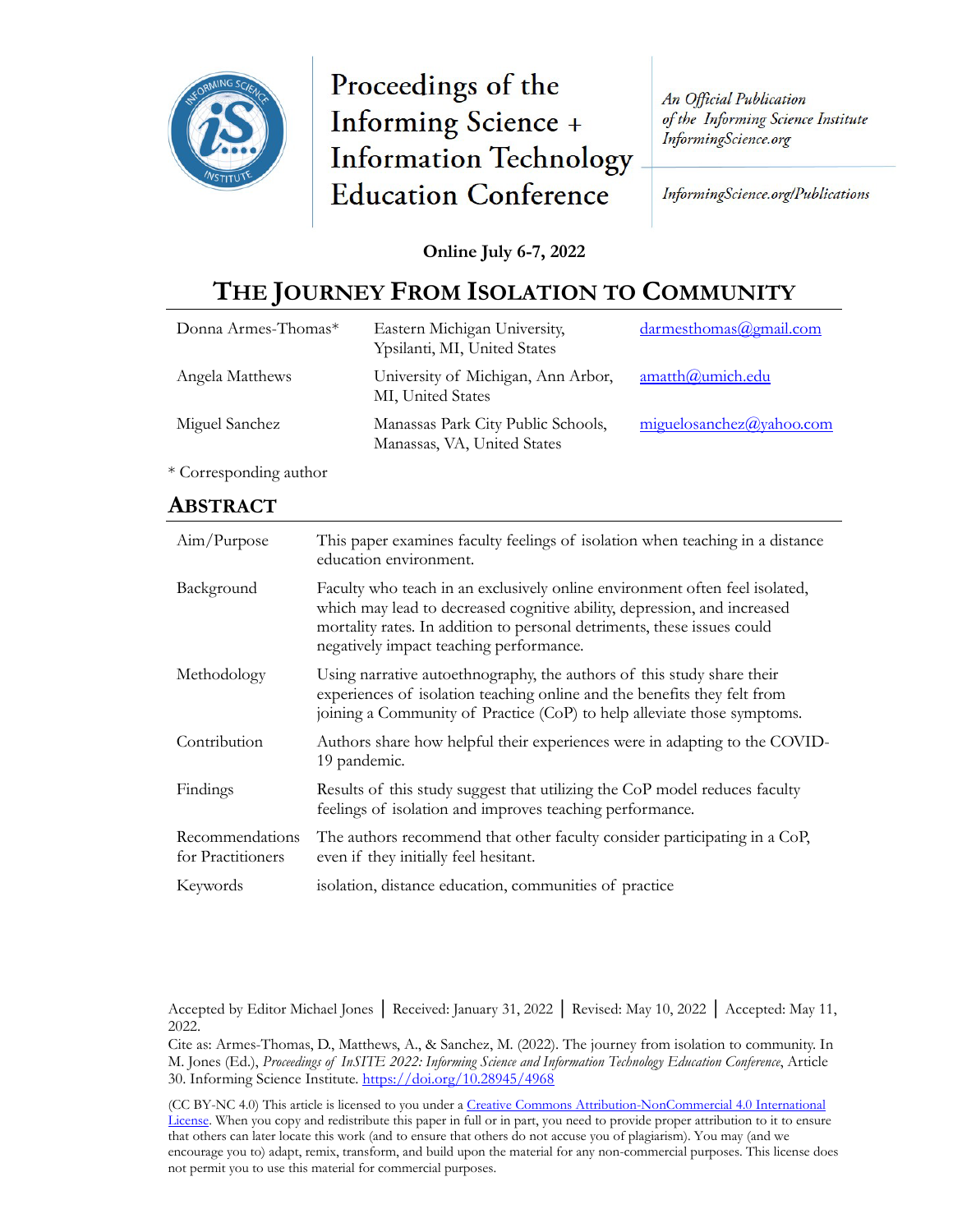Proceedings of the Informing Science + Information Technology Education Conference

*An Official Publication of the Informing Science Institute InformingScience.org*

*InformingScience.org/Publications*

**Online July 6-7, 2022**

# The Journey From Isolation to Community

| | | |
|---|---|---|
| Donna Armes-Thomas* | Eastern Michigan University, Ypsilanti, MI, United States | darmesthomas@gmail.com |
| Angela Matthews | University of Michigan, Ann Arbor, MI, United States | amatth@umich.edu |
| Miguel Sanchez | Manassas Park City Public Schools, Manassas, VA, United States | miguelosanchez@yahoo.com |

\* Corresponding author

## Abstract

| | |
|---|---|
| Aim/Purpose | This paper examines faculty feelings of isolation when teaching in a distance education environment. |
| Background | Faculty who teach in an exclusively online environment often feel isolated, which may lead to decreased cognitive ability, depression, and increased mortality rates. In addition to personal detriments, these issues could negatively impact teaching performance. |
| Methodology | Using narrative autoethnography, the authors of this study share their experiences of isolation teaching online and the benefits they felt from joining a Community of Practice (CoP) to help alleviate those symptoms. |
| Contribution | Authors share how helpful their experiences were in adapting to the COVID-19 pandemic. |
| Findings | Results of this study suggest that utilizing the CoP model reduces faculty feelings of isolation and improves teaching performance. |
| Recommendations for Practitioners | The authors recommend that other faculty consider participating in a CoP, even if they initially feel hesitant. |
| Keywords | isolation, distance education, communities of practice |

Accepted by Editor Michael Jones │ Received: January 31, 2022 │ Revised: May 10, 2022 │ Accepted: May 11, 2022.

Cite as: Armes-Thomas, D., Matthews, A., & Sanchez, M. (2022). The journey from isolation to community. In M. Jones (Ed.), *Proceedings of InSITE 2022: Informing Science and Information Technology Education Conference*, Article 30. Informing Science Institute. https://doi.org/10.28945/4968

(CC BY-NC 4.0) This article is licensed to you under a Creative Commons Attribution-NonCommercial 4.0 International License. When you copy and redistribute this paper in full or in part, you need to provide proper attribution to it to ensure that others can later locate this work (and to ensure that others do not accuse you of plagiarism). You may (and we encourage you to) adapt, remix, transform, and build upon the material for any non-commercial purposes. This license does not permit you to use this material for commercial purposes.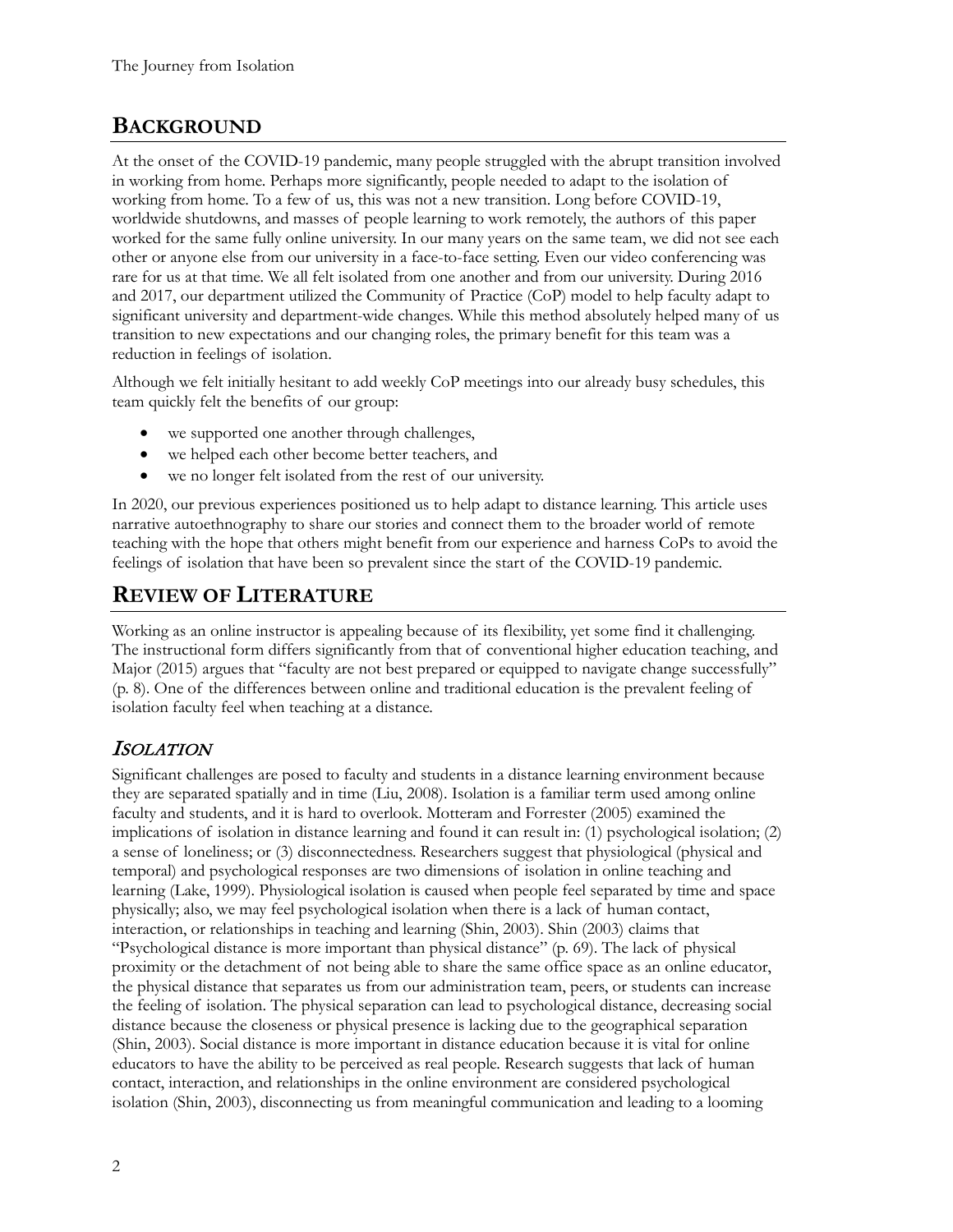## BACKGROUND

At the onset of the COVID-19 pandemic, many people struggled with the abrupt transition involved in working from home. Perhaps more significantly, people needed to adapt to the isolation of working from home. To a few of us, this was not a new transition. Long before COVID-19, worldwide shutdowns, and masses of people learning to work remotely, the authors of this paper worked for the same fully online university. In our many years on the same team, we did not see each other or anyone else from our university in a face-to-face setting. Even our video conferencing was rare for us at that time. We all felt isolated from one another and from our university. During 2016 and 2017, our department utilized the Community of Practice (CoP) model to help faculty adapt to significant university and department-wide changes. While this method absolutely helped many of us transition to new expectations and our changing roles, the primary benefit for this team was a reduction in feelings of isolation.

Although we felt initially hesitant to add weekly CoP meetings into our already busy schedules, this team quickly felt the benefits of our group:

- we supported one another through challenges,
- we helped each other become better teachers, and
- we no longer felt isolated from the rest of our university.

In 2020, our previous experiences positioned us to help adapt to distance learning. This article uses narrative autoethnography to share our stories and connect them to the broader world of remote teaching with the hope that others might benefit from our experience and harness CoPs to avoid the feelings of isolation that have been so prevalent since the start of the COVID-19 pandemic.

## REVIEW OF LITERATURE

Working as an online instructor is appealing because of its flexibility, yet some find it challenging. The instructional form differs significantly from that of conventional higher education teaching, and Major (2015) argues that "faculty are not best prepared or equipped to navigate change successfully" (p. 8). One of the differences between online and traditional education is the prevalent feeling of isolation faculty feel when teaching at a distance.

### *ISOLATION*

Significant challenges are posed to faculty and students in a distance learning environment because they are separated spatially and in time (Liu, 2008). Isolation is a familiar term used among online faculty and students, and it is hard to overlook. Motteram and Forrester (2005) examined the implications of isolation in distance learning and found it can result in: (1) psychological isolation; (2) a sense of loneliness; or (3) disconnectedness. Researchers suggest that physiological (physical and temporal) and psychological responses are two dimensions of isolation in online teaching and learning (Lake, 1999). Physiological isolation is caused when people feel separated by time and space physically; also, we may feel psychological isolation when there is a lack of human contact, interaction, or relationships in teaching and learning (Shin, 2003). Shin (2003) claims that "Psychological distance is more important than physical distance" (p. 69). The lack of physical proximity or the detachment of not being able to share the same office space as an online educator, the physical distance that separates us from our administration team, peers, or students can increase the feeling of isolation. The physical separation can lead to psychological distance, decreasing social distance because the closeness or physical presence is lacking due to the geographical separation (Shin, 2003). Social distance is more important in distance education because it is vital for online educators to have the ability to be perceived as real people. Research suggests that lack of human contact, interaction, and relationships in the online environment are considered psychological isolation (Shin, 2003), disconnecting us from meaningful communication and leading to a looming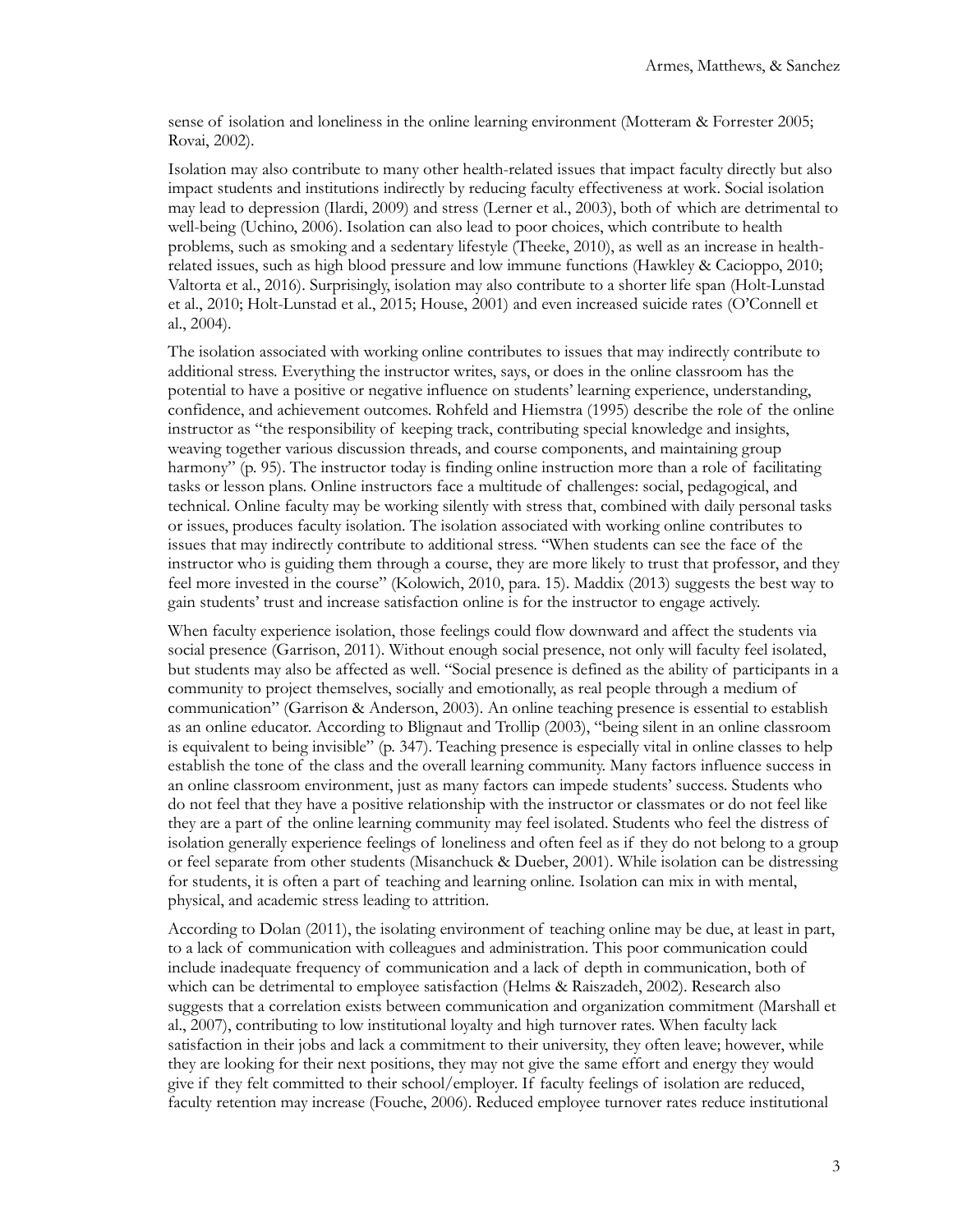sense of isolation and loneliness in the online learning environment (Motteram & Forrester 2005; Rovai, 2002).

Isolation may also contribute to many other health-related issues that impact faculty directly but also impact students and institutions indirectly by reducing faculty effectiveness at work. Social isolation may lead to depression (Ilardi, 2009) and stress (Lerner et al., 2003), both of which are detrimental to well-being (Uchino, 2006). Isolation can also lead to poor choices, which contribute to health problems, such as smoking and a sedentary lifestyle (Theeke, 2010), as well as an increase in health-related issues, such as high blood pressure and low immune functions (Hawkley & Cacioppo, 2010; Valtorta et al., 2016). Surprisingly, isolation may also contribute to a shorter life span (Holt-Lunstad et al., 2010; Holt-Lunstad et al., 2015; House, 2001) and even increased suicide rates (O'Connell et al., 2004).

The isolation associated with working online contributes to issues that may indirectly contribute to additional stress. Everything the instructor writes, says, or does in the online classroom has the potential to have a positive or negative influence on students' learning experience, understanding, confidence, and achievement outcomes. Rohfeld and Hiemstra (1995) describe the role of the online instructor as "the responsibility of keeping track, contributing special knowledge and insights, weaving together various discussion threads, and course components, and maintaining group harmony" (p. 95). The instructor today is finding online instruction more than a role of facilitating tasks or lesson plans. Online instructors face a multitude of challenges: social, pedagogical, and technical. Online faculty may be working silently with stress that, combined with daily personal tasks or issues, produces faculty isolation. The isolation associated with working online contributes to issues that may indirectly contribute to additional stress. "When students can see the face of the instructor who is guiding them through a course, they are more likely to trust that professor, and they feel more invested in the course" (Kolowich, 2010, para. 15). Maddix (2013) suggests the best way to gain students' trust and increase satisfaction online is for the instructor to engage actively.

When faculty experience isolation, those feelings could flow downward and affect the students via social presence (Garrison, 2011). Without enough social presence, not only will faculty feel isolated, but students may also be affected as well. "Social presence is defined as the ability of participants in a community to project themselves, socially and emotionally, as real people through a medium of communication" (Garrison & Anderson, 2003). An online teaching presence is essential to establish as an online educator. According to Blignaut and Trollip (2003), "being silent in an online classroom is equivalent to being invisible" (p. 347). Teaching presence is especially vital in online classes to help establish the tone of the class and the overall learning community. Many factors influence success in an online classroom environment, just as many factors can impede students' success. Students who do not feel that they have a positive relationship with the instructor or classmates or do not feel like they are a part of the online learning community may feel isolated. Students who feel the distress of isolation generally experience feelings of loneliness and often feel as if they do not belong to a group or feel separate from other students (Misanchuck & Dueber, 2001). While isolation can be distressing for students, it is often a part of teaching and learning online. Isolation can mix in with mental, physical, and academic stress leading to attrition.

According to Dolan (2011), the isolating environment of teaching online may be due, at least in part, to a lack of communication with colleagues and administration. This poor communication could include inadequate frequency of communication and a lack of depth in communication, both of which can be detrimental to employee satisfaction (Helms & Raiszadeh, 2002). Research also suggests that a correlation exists between communication and organization commitment (Marshall et al., 2007), contributing to low institutional loyalty and high turnover rates. When faculty lack satisfaction in their jobs and lack a commitment to their university, they often leave; however, while they are looking for their next positions, they may not give the same effort and energy they would give if they felt committed to their school/employer. If faculty feelings of isolation are reduced, faculty retention may increase (Fouche, 2006). Reduced employee turnover rates reduce institutional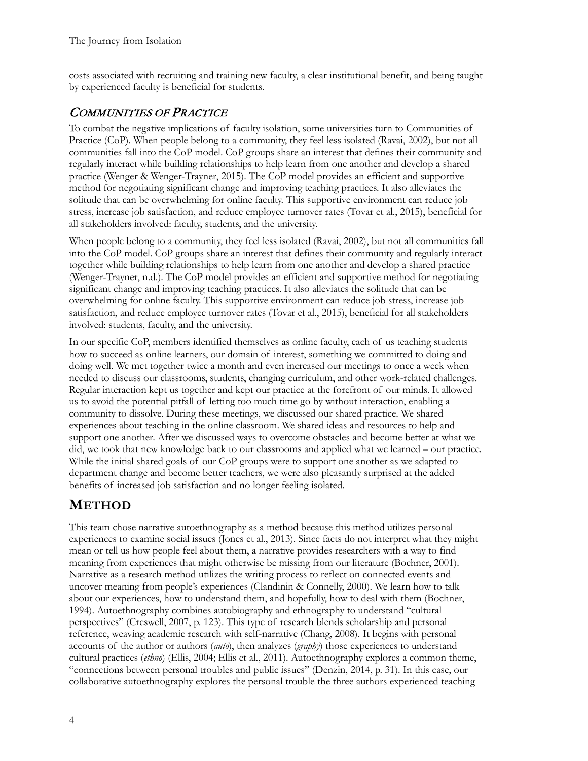costs associated with recruiting and training new faculty, a clear institutional benefit, and being taught by experienced faculty is beneficial for students.

### *Communities of Practice*

To combat the negative implications of faculty isolation, some universities turn to Communities of Practice (CoP). When people belong to a community, they feel less isolated (Ravai, 2002), but not all communities fall into the CoP model. CoP groups share an interest that defines their community and regularly interact while building relationships to help learn from one another and develop a shared practice (Wenger & Wenger-Trayner, 2015). The CoP model provides an efficient and supportive method for negotiating significant change and improving teaching practices. It also alleviates the solitude that can be overwhelming for online faculty. This supportive environment can reduce job stress, increase job satisfaction, and reduce employee turnover rates (Tovar et al., 2015), beneficial for all stakeholders involved: faculty, students, and the university.

When people belong to a community, they feel less isolated (Ravai, 2002), but not all communities fall into the CoP model. CoP groups share an interest that defines their community and regularly interact together while building relationships to help learn from one another and develop a shared practice (Wenger-Trayner, n.d.). The CoP model provides an efficient and supportive method for negotiating significant change and improving teaching practices. It also alleviates the solitude that can be overwhelming for online faculty. This supportive environment can reduce job stress, increase job satisfaction, and reduce employee turnover rates (Tovar et al., 2015), beneficial for all stakeholders involved: students, faculty, and the university.

In our specific CoP, members identified themselves as online faculty, each of us teaching students how to succeed as online learners, our domain of interest, something we committed to doing and doing well. We met together twice a month and even increased our meetings to once a week when needed to discuss our classrooms, students, changing curriculum, and other work-related challenges. Regular interaction kept us together and kept our practice at the forefront of our minds. It allowed us to avoid the potential pitfall of letting too much time go by without interaction, enabling a community to dissolve. During these meetings, we discussed our shared practice. We shared experiences about teaching in the online classroom. We shared ideas and resources to help and support one another. After we discussed ways to overcome obstacles and become better at what we did, we took that new knowledge back to our classrooms and applied what we learned – our practice. While the initial shared goals of our CoP groups were to support one another as we adapted to department change and become better teachers, we were also pleasantly surprised at the added benefits of increased job satisfaction and no longer feeling isolated.

## **Method**

This team chose narrative autoethnography as a method because this method utilizes personal experiences to examine social issues (Jones et al., 2013). Since facts do not interpret what they might mean or tell us how people feel about them, a narrative provides researchers with a way to find meaning from experiences that might otherwise be missing from our literature (Bochner, 2001). Narrative as a research method utilizes the writing process to reflect on connected events and uncover meaning from people's experiences (Clandinin & Connelly, 2000). We learn how to talk about our experiences, how to understand them, and hopefully, how to deal with them (Bochner, 1994). Autoethnography combines autobiography and ethnography to understand "cultural perspectives" (Creswell, 2007, p. 123). This type of research blends scholarship and personal reference, weaving academic research with self-narrative (Chang, 2008). It begins with personal accounts of the author or authors (*auto*), then analyzes (*graphy*) those experiences to understand cultural practices (*ethno*) (Ellis, 2004; Ellis et al., 2011). Autoethnography explores a common theme, "connections between personal troubles and public issues" (Denzin, 2014, p. 31). In this case, our collaborative autoethnography explores the personal trouble the three authors experienced teaching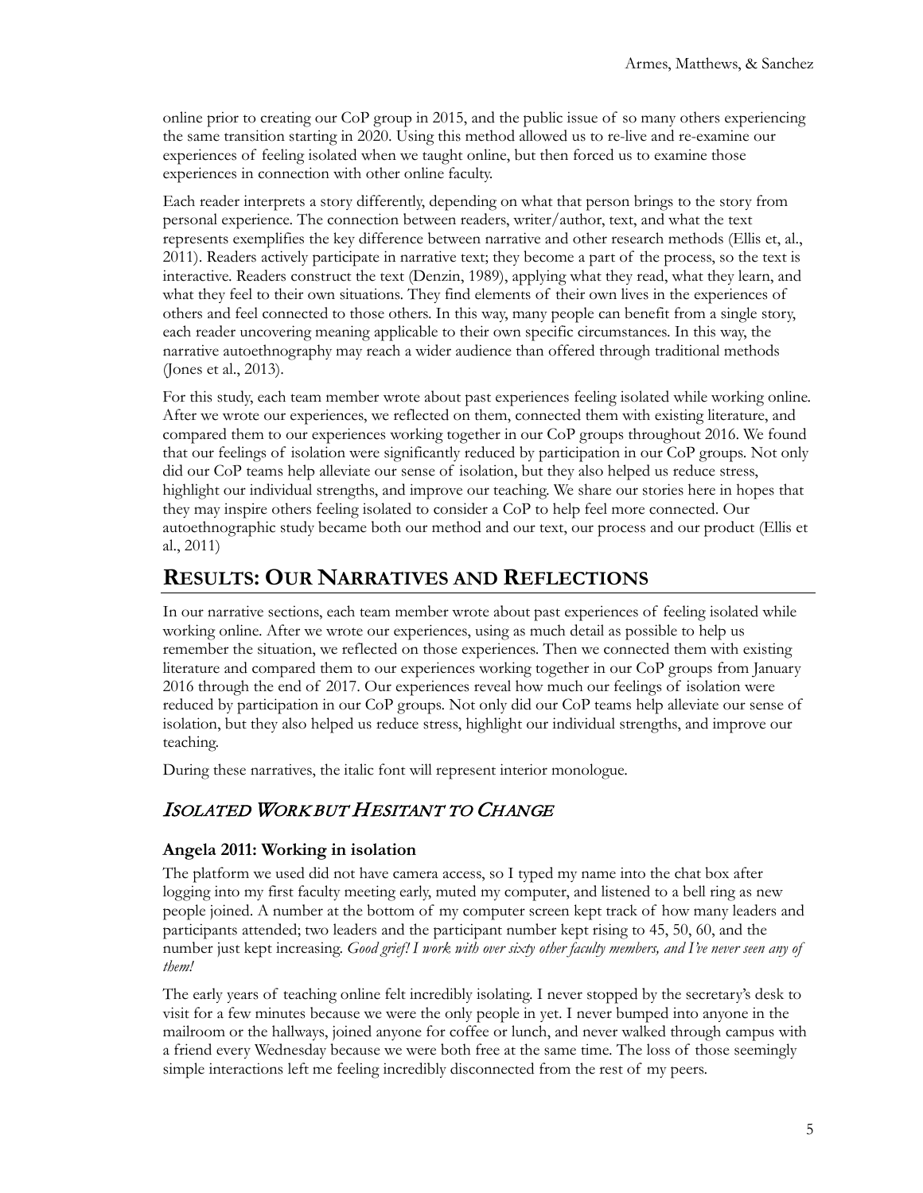online prior to creating our CoP group in 2015, and the public issue of so many others experiencing the same transition starting in 2020. Using this method allowed us to re-live and re-examine our experiences of feeling isolated when we taught online, but then forced us to examine those experiences in connection with other online faculty.

Each reader interprets a story differently, depending on what that person brings to the story from personal experience. The connection between readers, writer/author, text, and what the text represents exemplifies the key difference between narrative and other research methods (Ellis et, al., 2011). Readers actively participate in narrative text; they become a part of the process, so the text is interactive. Readers construct the text (Denzin, 1989), applying what they read, what they learn, and what they feel to their own situations. They find elements of their own lives in the experiences of others and feel connected to those others. In this way, many people can benefit from a single story, each reader uncovering meaning applicable to their own specific circumstances. In this way, the narrative autoethnography may reach a wider audience than offered through traditional methods (Jones et al., 2013).

For this study, each team member wrote about past experiences feeling isolated while working online. After we wrote our experiences, we reflected on them, connected them with existing literature, and compared them to our experiences working together in our CoP groups throughout 2016. We found that our feelings of isolation were significantly reduced by participation in our CoP groups. Not only did our CoP teams help alleviate our sense of isolation, but they also helped us reduce stress, highlight our individual strengths, and improve our teaching. We share our stories here in hopes that they may inspire others feeling isolated to consider a CoP to help feel more connected. Our autoethnographic study became both our method and our text, our process and our product (Ellis et al., 2011)

## RESULTS: OUR NARRATIVES AND REFLECTIONS

In our narrative sections, each team member wrote about past experiences of feeling isolated while working online. After we wrote our experiences, using as much detail as possible to help us remember the situation, we reflected on those experiences. Then we connected them with existing literature and compared them to our experiences working together in our CoP groups from January 2016 through the end of 2017. Our experiences reveal how much our feelings of isolation were reduced by participation in our CoP groups. Not only did our CoP teams help alleviate our sense of isolation, but they also helped us reduce stress, highlight our individual strengths, and improve our teaching.

During these narratives, the italic font will represent interior monologue.

### *ISOLATED WORK BUT HESITANT TO CHANGE*

#### Angela 2011: Working in isolation

The platform we used did not have camera access, so I typed my name into the chat box after logging into my first faculty meeting early, muted my computer, and listened to a bell ring as new people joined. A number at the bottom of my computer screen kept track of how many leaders and participants attended; two leaders and the participant number kept rising to 45, 50, 60, and the number just kept increasing. *Good grief! I work with over sixty other faculty members, and I've never seen any of them!*

The early years of teaching online felt incredibly isolating. I never stopped by the secretary's desk to visit for a few minutes because we were the only people in yet. I never bumped into anyone in the mailroom or the hallways, joined anyone for coffee or lunch, and never walked through campus with a friend every Wednesday because we were both free at the same time. The loss of those seemingly simple interactions left me feeling incredibly disconnected from the rest of my peers.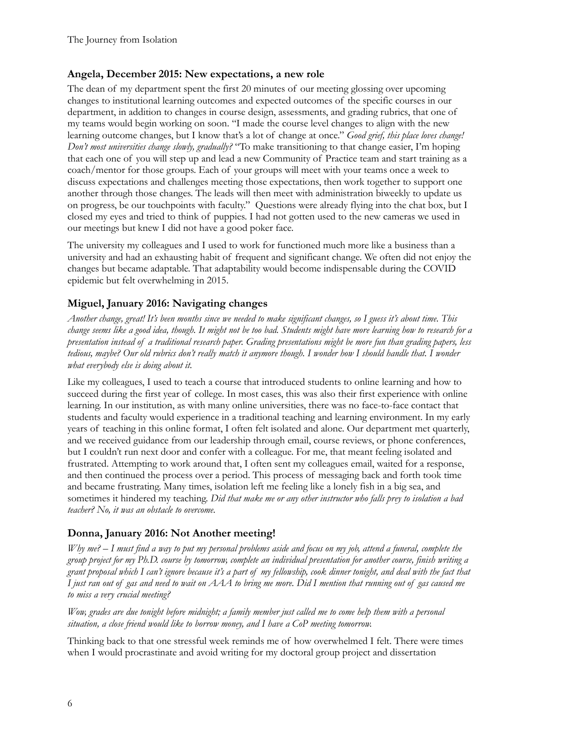### **Angela, December 2015: New expectations, a new role**

The dean of my department spent the first 20 minutes of our meeting glossing over upcoming changes to institutional learning outcomes and expected outcomes of the specific courses in our department, in addition to changes in course design, assessments, and grading rubrics, that one of my teams would begin working on soon. "I made the course level changes to align with the new learning outcome changes, but I know that's a lot of change at once." *Good grief, this place loves change! Don't most universities change slowly, gradually?* "To make transitioning to that change easier, I'm hoping that each one of you will step up and lead a new Community of Practice team and start training as a coach/mentor for those groups. Each of your groups will meet with your teams once a week to discuss expectations and challenges meeting those expectations, then work together to support one another through those changes. The leads will then meet with administration biweekly to update us on progress, be our touchpoints with faculty." Questions were already flying into the chat box, but I closed my eyes and tried to think of puppies. I had not gotten used to the new cameras we used in our meetings but knew I did not have a good poker face.

The university my colleagues and I used to work for functioned much more like a business than a university and had an exhausting habit of frequent and significant change. We often did not enjoy the changes but became adaptable. That adaptability would become indispensable during the COVID epidemic but felt overwhelming in 2015.

### **Miguel, January 2016: Navigating changes**

*Another change, great! It's been months since we needed to make significant changes, so I guess it's about time. This change seems like a good idea, though. It might not be too bad. Students might have more learning how to research for a presentation instead of a traditional research paper. Grading presentations might be more fun than grading papers, less tedious, maybe? Our old rubrics don't really match it anymore though. I wonder how I should handle that. I wonder what everybody else is doing about it.*

Like my colleagues, I used to teach a course that introduced students to online learning and how to succeed during the first year of college. In most cases, this was also their first experience with online learning. In our institution, as with many online universities, there was no face-to-face contact that students and faculty would experience in a traditional teaching and learning environment. In my early years of teaching in this online format, I often felt isolated and alone. Our department met quarterly, and we received guidance from our leadership through email, course reviews, or phone conferences, but I couldn't run next door and confer with a colleague. For me, that meant feeling isolated and frustrated. Attempting to work around that, I often sent my colleagues email, waited for a response, and then continued the process over a period. This process of messaging back and forth took time and became frustrating. Many times, isolation left me feeling like a lonely fish in a big sea, and sometimes it hindered my teaching. *Did that make me or any other instructor who falls prey to isolation a bad teacher? No, it was an obstacle to overcome.*

### **Donna, January 2016: Not Another meeting!**

*Why me? – I must find a way to put my personal problems aside and focus on my job, attend a funeral, complete the group project for my Ph.D. course by tomorrow, complete an individual presentation for another course, finish writing a grant proposal which I can't ignore because it's a part of my fellowship, cook dinner tonight, and deal with the fact that I just ran out of gas and need to wait on AAA to bring me more. Did I mention that running out of gas caused me to miss a very crucial meeting?*

*Wow, grades are due tonight before midnight; a family member just called me to come help them with a personal situation, a close friend would like to borrow money, and I have a CoP meeting tomorrow.*

Thinking back to that one stressful week reminds me of how overwhelmed I felt. There were times when I would procrastinate and avoid writing for my doctoral group project and dissertation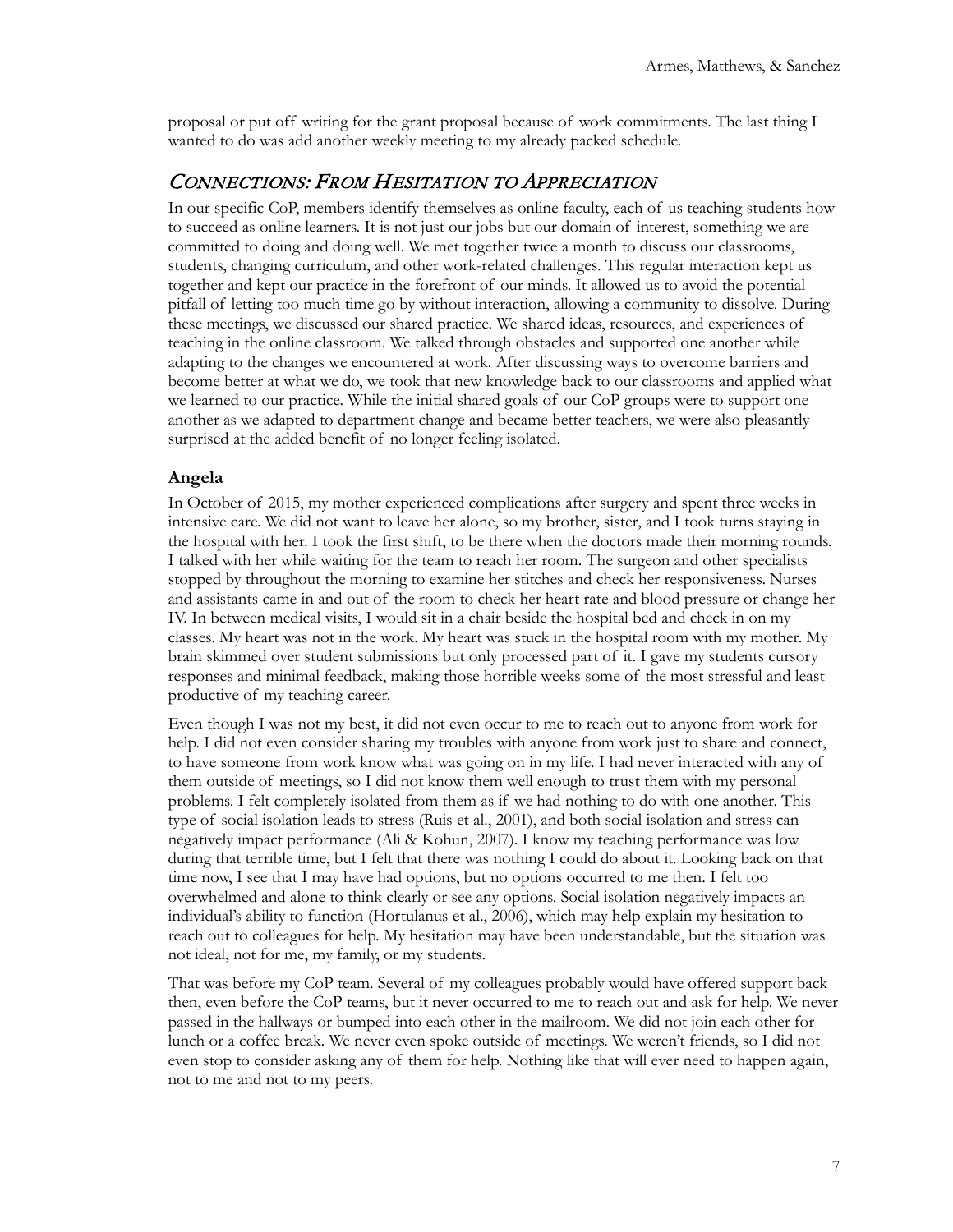proposal or put off writing for the grant proposal because of work commitments. The last thing I wanted to do was add another weekly meeting to my already packed schedule.

## *Connections: From Hesitation to Appreciation*

In our specific CoP, members identify themselves as online faculty, each of us teaching students how to succeed as online learners. It is not just our jobs but our domain of interest, something we are committed to doing and doing well. We met together twice a month to discuss our classrooms, students, changing curriculum, and other work-related challenges. This regular interaction kept us together and kept our practice in the forefront of our minds. It allowed us to avoid the potential pitfall of letting too much time go by without interaction, allowing a community to dissolve. During these meetings, we discussed our shared practice. We shared ideas, resources, and experiences of teaching in the online classroom. We talked through obstacles and supported one another while adapting to the changes we encountered at work. After discussing ways to overcome barriers and become better at what we do, we took that new knowledge back to our classrooms and applied what we learned to our practice. While the initial shared goals of our CoP groups were to support one another as we adapted to department change and became better teachers, we were also pleasantly surprised at the added benefit of no longer feeling isolated.

### Angela

In October of 2015, my mother experienced complications after surgery and spent three weeks in intensive care. We did not want to leave her alone, so my brother, sister, and I took turns staying in the hospital with her. I took the first shift, to be there when the doctors made their morning rounds. I talked with her while waiting for the team to reach her room. The surgeon and other specialists stopped by throughout the morning to examine her stitches and check her responsiveness. Nurses and assistants came in and out of the room to check her heart rate and blood pressure or change her IV. In between medical visits, I would sit in a chair beside the hospital bed and check in on my classes. My heart was not in the work. My heart was stuck in the hospital room with my mother. My brain skimmed over student submissions but only processed part of it. I gave my students cursory responses and minimal feedback, making those horrible weeks some of the most stressful and least productive of my teaching career.

Even though I was not my best, it did not even occur to me to reach out to anyone from work for help. I did not even consider sharing my troubles with anyone from work just to share and connect, to have someone from work know what was going on in my life. I had never interacted with any of them outside of meetings, so I did not know them well enough to trust them with my personal problems. I felt completely isolated from them as if we had nothing to do with one another. This type of social isolation leads to stress (Ruis et al., 2001), and both social isolation and stress can negatively impact performance (Ali & Kohun, 2007). I know my teaching performance was low during that terrible time, but I felt that there was nothing I could do about it. Looking back on that time now, I see that I may have had options, but no options occurred to me then. I felt too overwhelmed and alone to think clearly or see any options. Social isolation negatively impacts an individual's ability to function (Hortulanus et al., 2006), which may help explain my hesitation to reach out to colleagues for help. My hesitation may have been understandable, but the situation was not ideal, not for me, my family, or my students.

That was before my CoP team. Several of my colleagues probably would have offered support back then, even before the CoP teams, but it never occurred to me to reach out and ask for help. We never passed in the hallways or bumped into each other in the mailroom. We did not join each other for lunch or a coffee break. We never even spoke outside of meetings. We weren't friends, so I did not even stop to consider asking any of them for help. Nothing like that will ever need to happen again, not to me and not to my peers.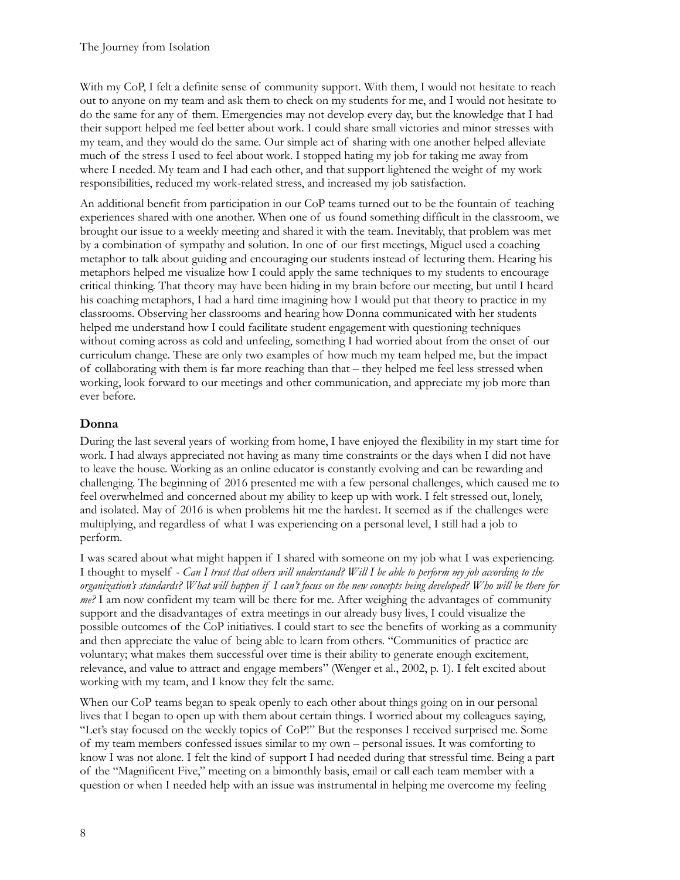With my CoP, I felt a definite sense of community support. With them, I would not hesitate to reach out to anyone on my team and ask them to check on my students for me, and I would not hesitate to do the same for any of them. Emergencies may not develop every day, but the knowledge that I had their support helped me feel better about work. I could share small victories and minor stresses with my team, and they would do the same. Our simple act of sharing with one another helped alleviate much of the stress I used to feel about work. I stopped hating my job for taking me away from where I needed. My team and I had each other, and that support lightened the weight of my work responsibilities, reduced my work-related stress, and increased my job satisfaction.

An additional benefit from participation in our CoP teams turned out to be the fountain of teaching experiences shared with one another. When one of us found something difficult in the classroom, we brought our issue to a weekly meeting and shared it with the team. Inevitably, that problem was met by a combination of sympathy and solution. In one of our first meetings, Miguel used a coaching metaphor to talk about guiding and encouraging our students instead of lecturing them. Hearing his metaphors helped me visualize how I could apply the same techniques to my students to encourage critical thinking. That theory may have been hiding in my brain before our meeting, but until I heard his coaching metaphors, I had a hard time imagining how I would put that theory to practice in my classrooms. Observing her classrooms and hearing how Donna communicated with her students helped me understand how I could facilitate student engagement with questioning techniques without coming across as cold and unfeeling, something I had worried about from the onset of our curriculum change. These are only two examples of how much my team helped me, but the impact of collaborating with them is far more reaching than that – they helped me feel less stressed when working, look forward to our meetings and other communication, and appreciate my job more than ever before.

## Donna

During the last several years of working from home, I have enjoyed the flexibility in my start time for work. I had always appreciated not having as many time constraints or the days when I did not have to leave the house. Working as an online educator is constantly evolving and can be rewarding and challenging. The beginning of 2016 presented me with a few personal challenges, which caused me to feel overwhelmed and concerned about my ability to keep up with work. I felt stressed out, lonely, and isolated. May of 2016 is when problems hit me the hardest. It seemed as if the challenges were multiplying, and regardless of what I was experiencing on a personal level, I still had a job to perform.

I was scared about what might happen if I shared with someone on my job what I was experiencing. I thought to myself - *Can I trust that others will understand? Will I be able to perform my job according to the organization's standards? What will happen if I can't focus on the new concepts being developed? Who will be there for me?* I am now confident my team will be there for me. After weighing the advantages of community support and the disadvantages of extra meetings in our already busy lives, I could visualize the possible outcomes of the CoP initiatives. I could start to see the benefits of working as a community and then appreciate the value of being able to learn from others. "Communities of practice are voluntary; what makes them successful over time is their ability to generate enough excitement, relevance, and value to attract and engage members" (Wenger et al., 2002, p. 1). I felt excited about working with my team, and I know they felt the same.

When our CoP teams began to speak openly to each other about things going on in our personal lives that I began to open up with them about certain things. I worried about my colleagues saying, "Let's stay focused on the weekly topics of CoP!" But the responses I received surprised me. Some of my team members confessed issues similar to my own – personal issues. It was comforting to know I was not alone. I felt the kind of support I had needed during that stressful time. Being a part of the "Magnificent Five," meeting on a bimonthly basis, email or call each team member with a question or when I needed help with an issue was instrumental in helping me overcome my feeling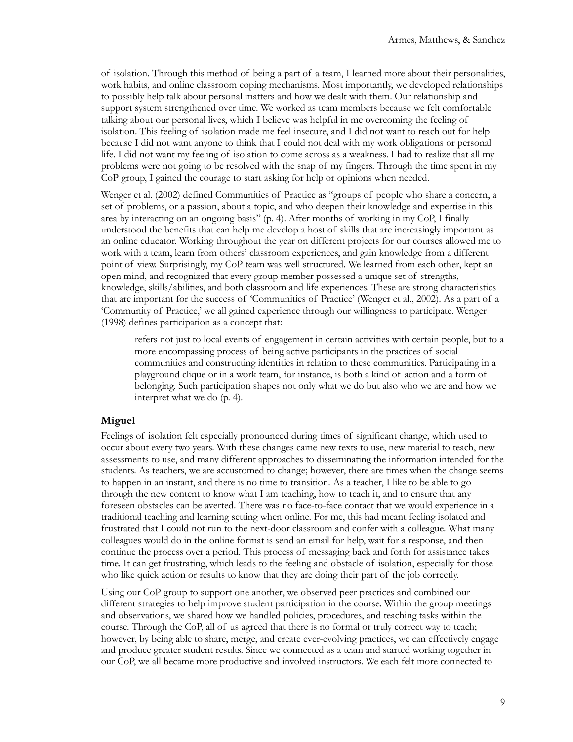of isolation. Through this method of being a part of a team, I learned more about their personalities, work habits, and online classroom coping mechanisms. Most importantly, we developed relationships to possibly help talk about personal matters and how we dealt with them. Our relationship and support system strengthened over time. We worked as team members because we felt comfortable talking about our personal lives, which I believe was helpful in me overcoming the feeling of isolation. This feeling of isolation made me feel insecure, and I did not want to reach out for help because I did not want anyone to think that I could not deal with my work obligations or personal life. I did not want my feeling of isolation to come across as a weakness. I had to realize that all my problems were not going to be resolved with the snap of my fingers. Through the time spent in my CoP group, I gained the courage to start asking for help or opinions when needed.

Wenger et al. (2002) defined Communities of Practice as "groups of people who share a concern, a set of problems, or a passion, about a topic, and who deepen their knowledge and expertise in this area by interacting on an ongoing basis" (p. 4). After months of working in my CoP, I finally understood the benefits that can help me develop a host of skills that are increasingly important as an online educator. Working throughout the year on different projects for our courses allowed me to work with a team, learn from others' classroom experiences, and gain knowledge from a different point of view. Surprisingly, my CoP team was well structured. We learned from each other, kept an open mind, and recognized that every group member possessed a unique set of strengths, knowledge, skills/abilities, and both classroom and life experiences. These are strong characteristics that are important for the success of 'Communities of Practice' (Wenger et al., 2002). As a part of a 'Community of Practice,' we all gained experience through our willingness to participate. Wenger (1998) defines participation as a concept that:

> refers not just to local events of engagement in certain activities with certain people, but to a more encompassing process of being active participants in the practices of social communities and constructing identities in relation to these communities. Participating in a playground clique or in a work team, for instance, is both a kind of action and a form of belonging. Such participation shapes not only what we do but also who we are and how we interpret what we do (p. 4).

### Miguel

Feelings of isolation felt especially pronounced during times of significant change, which used to occur about every two years. With these changes came new texts to use, new material to teach, new assessments to use, and many different approaches to disseminating the information intended for the students. As teachers, we are accustomed to change; however, there are times when the change seems to happen in an instant, and there is no time to transition. As a teacher, I like to be able to go through the new content to know what I am teaching, how to teach it, and to ensure that any foreseen obstacles can be averted. There was no face-to-face contact that we would experience in a traditional teaching and learning setting when online. For me, this had meant feeling isolated and frustrated that I could not run to the next-door classroom and confer with a colleague. What many colleagues would do in the online format is send an email for help, wait for a response, and then continue the process over a period. This process of messaging back and forth for assistance takes time. It can get frustrating, which leads to the feeling and obstacle of isolation, especially for those who like quick action or results to know that they are doing their part of the job correctly.

Using our CoP group to support one another, we observed peer practices and combined our different strategies to help improve student participation in the course. Within the group meetings and observations, we shared how we handled policies, procedures, and teaching tasks within the course. Through the CoP, all of us agreed that there is no formal or truly correct way to teach; however, by being able to share, merge, and create ever-evolving practices, we can effectively engage and produce greater student results. Since we connected as a team and started working together in our CoP, we all became more productive and involved instructors. We each felt more connected to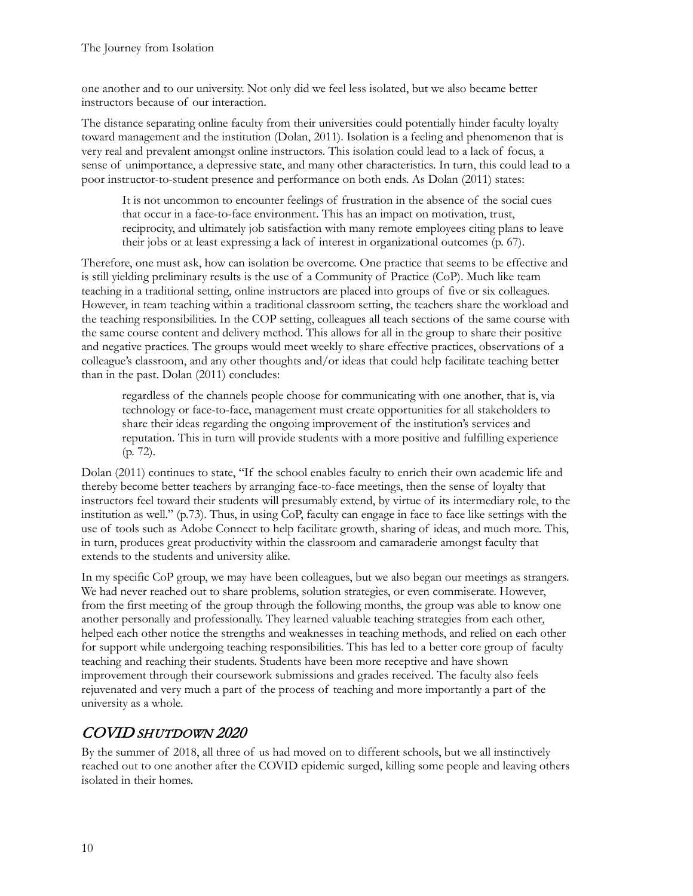one another and to our university. Not only did we feel less isolated, but we also became better instructors because of our interaction.

The distance separating online faculty from their universities could potentially hinder faculty loyalty toward management and the institution (Dolan, 2011). Isolation is a feeling and phenomenon that is very real and prevalent amongst online instructors. This isolation could lead to a lack of focus, a sense of unimportance, a depressive state, and many other characteristics. In turn, this could lead to a poor instructor-to-student presence and performance on both ends. As Dolan (2011) states:

> It is not uncommon to encounter feelings of frustration in the absence of the social cues that occur in a face-to-face environment. This has an impact on motivation, trust, reciprocity, and ultimately job satisfaction with many remote employees citing plans to leave their jobs or at least expressing a lack of interest in organizational outcomes (p. 67).

Therefore, one must ask, how can isolation be overcome. One practice that seems to be effective and is still yielding preliminary results is the use of a Community of Practice (CoP). Much like team teaching in a traditional setting, online instructors are placed into groups of five or six colleagues. However, in team teaching within a traditional classroom setting, the teachers share the workload and the teaching responsibilities. In the COP setting, colleagues all teach sections of the same course with the same course content and delivery method. This allows for all in the group to share their positive and negative practices. The groups would meet weekly to share effective practices, observations of a colleague's classroom, and any other thoughts and/or ideas that could help facilitate teaching better than in the past. Dolan (2011) concludes:

> regardless of the channels people choose for communicating with one another, that is, via technology or face-to-face, management must create opportunities for all stakeholders to share their ideas regarding the ongoing improvement of the institution's services and reputation. This in turn will provide students with a more positive and fulfilling experience (p. 72).

Dolan (2011) continues to state, "If the school enables faculty to enrich their own academic life and thereby become better teachers by arranging face-to-face meetings, then the sense of loyalty that instructors feel toward their students will presumably extend, by virtue of its intermediary role, to the institution as well." (p.73). Thus, in using CoP, faculty can engage in face to face like settings with the use of tools such as Adobe Connect to help facilitate growth, sharing of ideas, and much more. This, in turn, produces great productivity within the classroom and camaraderie amongst faculty that extends to the students and university alike.

In my specific CoP group, we may have been colleagues, but we also began our meetings as strangers. We had never reached out to share problems, solution strategies, or even commiserate. However, from the first meeting of the group through the following months, the group was able to know one another personally and professionally. They learned valuable teaching strategies from each other, helped each other notice the strengths and weaknesses in teaching methods, and relied on each other for support while undergoing teaching responsibilities. This has led to a better core group of faculty teaching and reaching their students. Students have been more receptive and have shown improvement through their coursework submissions and grades received. The faculty also feels rejuvenated and very much a part of the process of teaching and more importantly a part of the university as a whole.

## *COVID SHUTDOWN 2020*

By the summer of 2018, all three of us had moved on to different schools, but we all instinctively reached out to one another after the COVID epidemic surged, killing some people and leaving others isolated in their homes.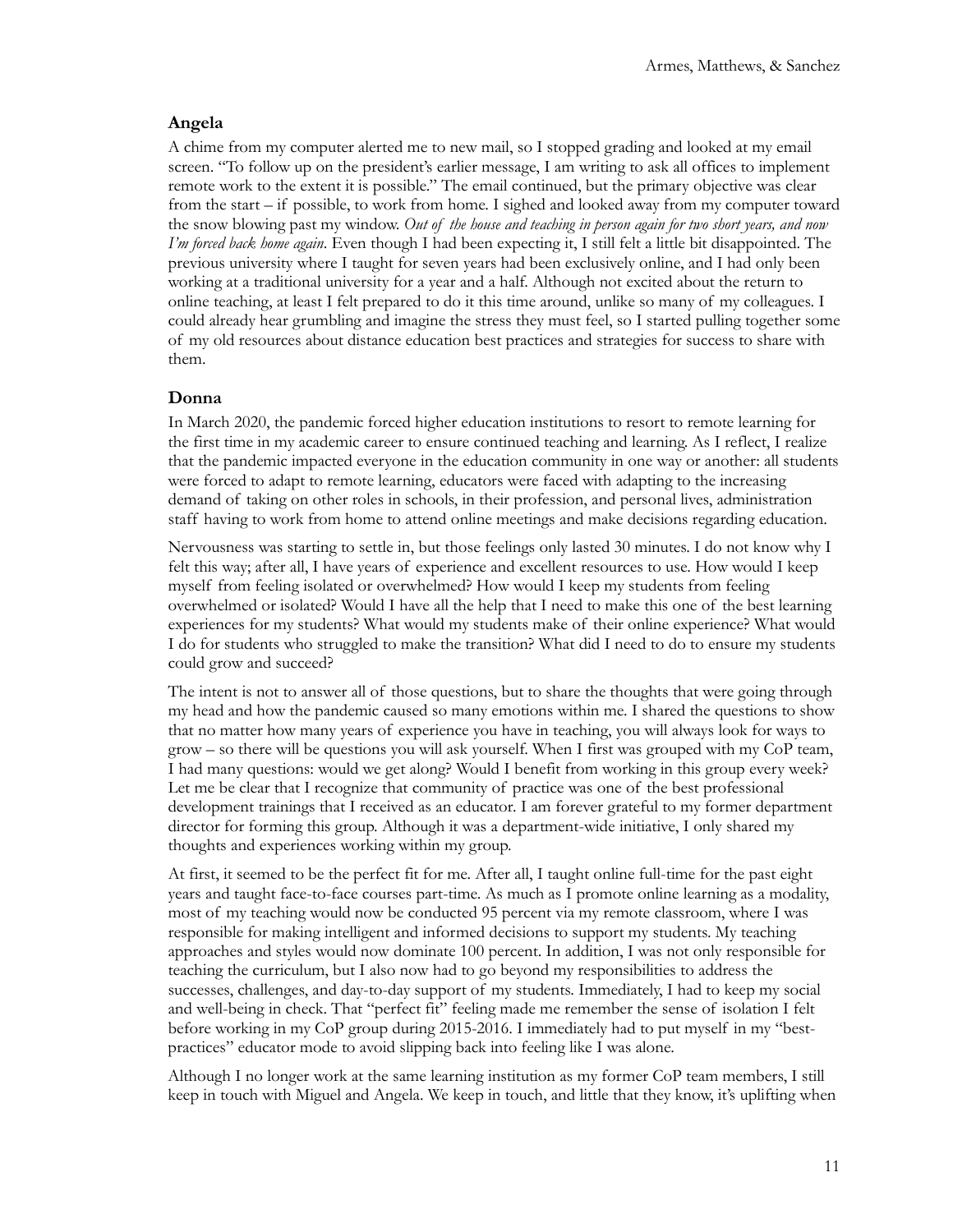## Angela

A chime from my computer alerted me to new mail, so I stopped grading and looked at my email screen. "To follow up on the president's earlier message, I am writing to ask all offices to implement remote work to the extent it is possible." The email continued, but the primary objective was clear from the start – if possible, to work from home. I sighed and looked away from my computer toward the snow blowing past my window. *Out of the house and teaching in person again for two short years, and now I'm forced back home again*. Even though I had been expecting it, I still felt a little bit disappointed. The previous university where I taught for seven years had been exclusively online, and I had only been working at a traditional university for a year and a half. Although not excited about the return to online teaching, at least I felt prepared to do it this time around, unlike so many of my colleagues. I could already hear grumbling and imagine the stress they must feel, so I started pulling together some of my old resources about distance education best practices and strategies for success to share with them.

## Donna

In March 2020, the pandemic forced higher education institutions to resort to remote learning for the first time in my academic career to ensure continued teaching and learning. As I reflect, I realize that the pandemic impacted everyone in the education community in one way or another: all students were forced to adapt to remote learning, educators were faced with adapting to the increasing demand of taking on other roles in schools, in their profession, and personal lives, administration staff having to work from home to attend online meetings and make decisions regarding education.

Nervousness was starting to settle in, but those feelings only lasted 30 minutes. I do not know why I felt this way; after all, I have years of experience and excellent resources to use. How would I keep myself from feeling isolated or overwhelmed? How would I keep my students from feeling overwhelmed or isolated? Would I have all the help that I need to make this one of the best learning experiences for my students? What would my students make of their online experience? What would I do for students who struggled to make the transition? What did I need to do to ensure my students could grow and succeed?

The intent is not to answer all of those questions, but to share the thoughts that were going through my head and how the pandemic caused so many emotions within me. I shared the questions to show that no matter how many years of experience you have in teaching, you will always look for ways to grow – so there will be questions you will ask yourself. When I first was grouped with my CoP team, I had many questions: would we get along? Would I benefit from working in this group every week? Let me be clear that I recognize that community of practice was one of the best professional development trainings that I received as an educator. I am forever grateful to my former department director for forming this group. Although it was a department-wide initiative, I only shared my thoughts and experiences working within my group.

At first, it seemed to be the perfect fit for me. After all, I taught online full-time for the past eight years and taught face-to-face courses part-time. As much as I promote online learning as a modality, most of my teaching would now be conducted 95 percent via my remote classroom, where I was responsible for making intelligent and informed decisions to support my students. My teaching approaches and styles would now dominate 100 percent. In addition, I was not only responsible for teaching the curriculum, but I also now had to go beyond my responsibilities to address the successes, challenges, and day-to-day support of my students. Immediately, I had to keep my social and well-being in check. That "perfect fit" feeling made me remember the sense of isolation I felt before working in my CoP group during 2015-2016. I immediately had to put myself in my "best-practices" educator mode to avoid slipping back into feeling like I was alone.

Although I no longer work at the same learning institution as my former CoP team members, I still keep in touch with Miguel and Angela. We keep in touch, and little that they know, it's uplifting when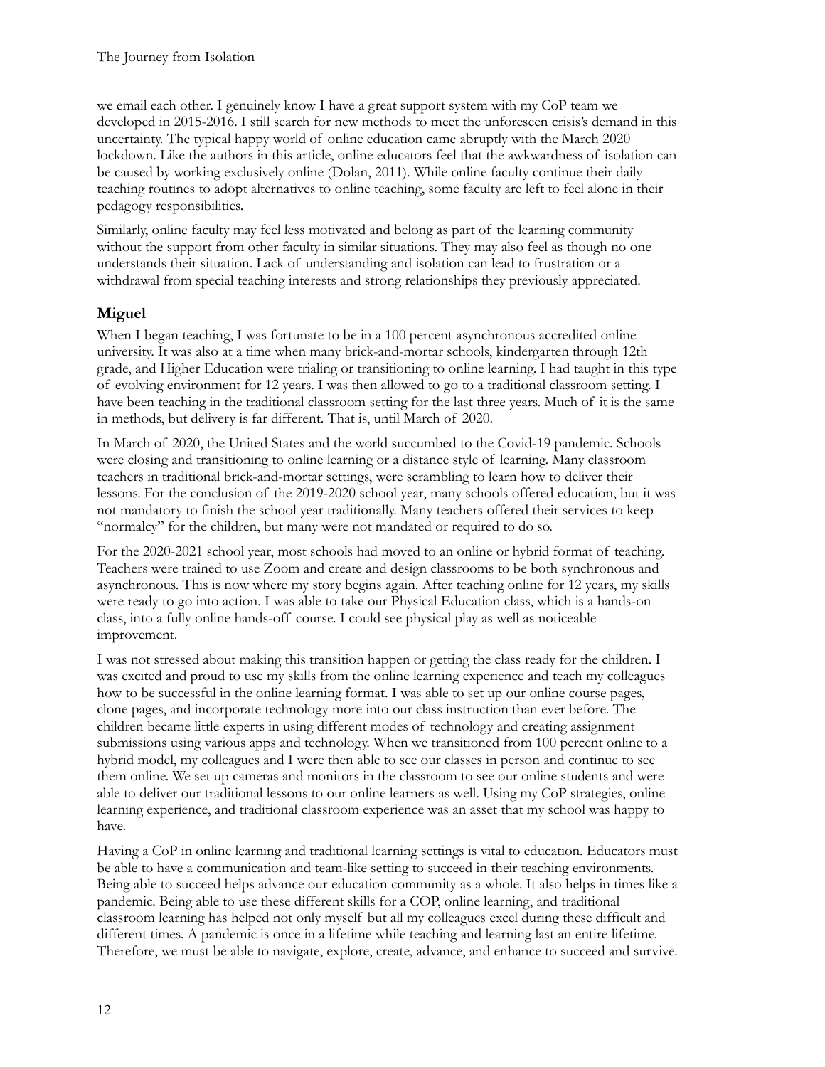we email each other. I genuinely know I have a great support system with my CoP team we developed in 2015-2016. I still search for new methods to meet the unforeseen crisis's demand in this uncertainty. The typical happy world of online education came abruptly with the March 2020 lockdown. Like the authors in this article, online educators feel that the awkwardness of isolation can be caused by working exclusively online (Dolan, 2011). While online faculty continue their daily teaching routines to adopt alternatives to online teaching, some faculty are left to feel alone in their pedagogy responsibilities.

Similarly, online faculty may feel less motivated and belong as part of the learning community without the support from other faculty in similar situations. They may also feel as though no one understands their situation. Lack of understanding and isolation can lead to frustration or a withdrawal from special teaching interests and strong relationships they previously appreciated.

### Miguel

When I began teaching, I was fortunate to be in a 100 percent asynchronous accredited online university. It was also at a time when many brick-and-mortar schools, kindergarten through 12th grade, and Higher Education were trialing or transitioning to online learning. I had taught in this type of evolving environment for 12 years. I was then allowed to go to a traditional classroom setting. I have been teaching in the traditional classroom setting for the last three years. Much of it is the same in methods, but delivery is far different. That is, until March of 2020.

In March of 2020, the United States and the world succumbed to the Covid-19 pandemic. Schools were closing and transitioning to online learning or a distance style of learning. Many classroom teachers in traditional brick-and-mortar settings, were scrambling to learn how to deliver their lessons. For the conclusion of the 2019-2020 school year, many schools offered education, but it was not mandatory to finish the school year traditionally. Many teachers offered their services to keep "normalcy" for the children, but many were not mandated or required to do so.

For the 2020-2021 school year, most schools had moved to an online or hybrid format of teaching. Teachers were trained to use Zoom and create and design classrooms to be both synchronous and asynchronous. This is now where my story begins again. After teaching online for 12 years, my skills were ready to go into action. I was able to take our Physical Education class, which is a hands-on class, into a fully online hands-off course. I could see physical play as well as noticeable improvement.

I was not stressed about making this transition happen or getting the class ready for the children. I was excited and proud to use my skills from the online learning experience and teach my colleagues how to be successful in the online learning format. I was able to set up our online course pages, clone pages, and incorporate technology more into our class instruction than ever before. The children became little experts in using different modes of technology and creating assignment submissions using various apps and technology. When we transitioned from 100 percent online to a hybrid model, my colleagues and I were then able to see our classes in person and continue to see them online. We set up cameras and monitors in the classroom to see our online students and were able to deliver our traditional lessons to our online learners as well. Using my CoP strategies, online learning experience, and traditional classroom experience was an asset that my school was happy to have.

Having a CoP in online learning and traditional learning settings is vital to education. Educators must be able to have a communication and team-like setting to succeed in their teaching environments. Being able to succeed helps advance our education community as a whole. It also helps in times like a pandemic. Being able to use these different skills for a COP, online learning, and traditional classroom learning has helped not only myself but all my colleagues excel during these difficult and different times. A pandemic is once in a lifetime while teaching and learning last an entire lifetime. Therefore, we must be able to navigate, explore, create, advance, and enhance to succeed and survive.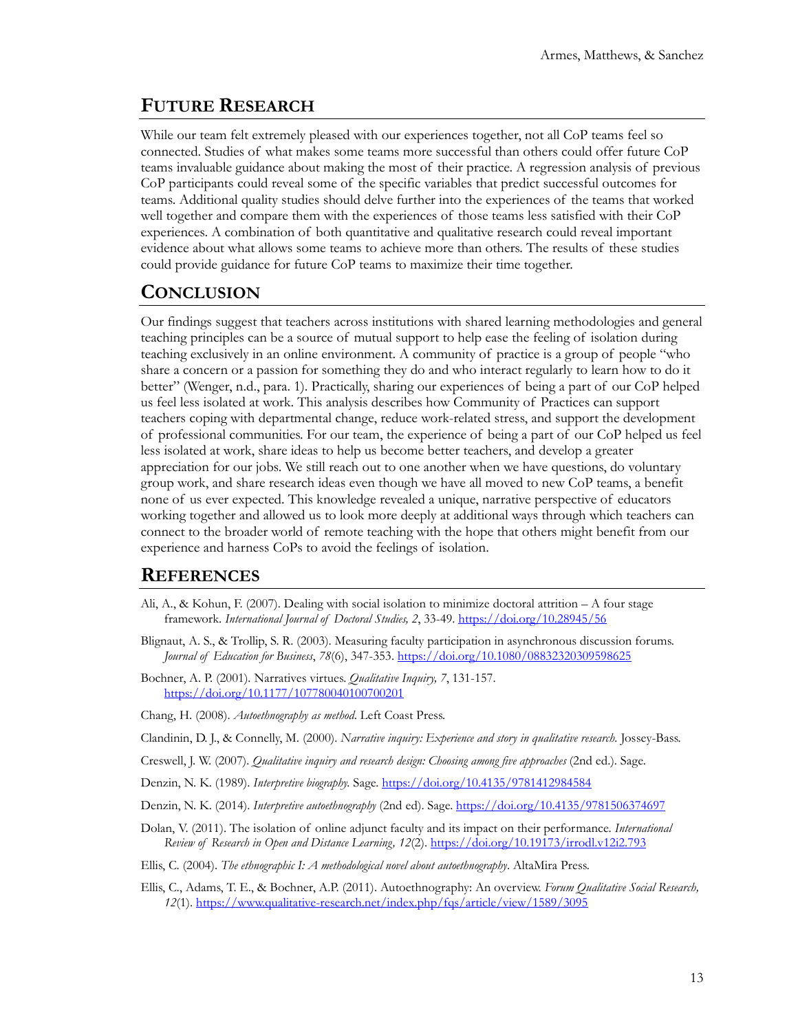## Future Research

While our team felt extremely pleased with our experiences together, not all CoP teams feel so connected. Studies of what makes some teams more successful than others could offer future CoP teams invaluable guidance about making the most of their practice. A regression analysis of previous CoP participants could reveal some of the specific variables that predict successful outcomes for teams. Additional quality studies should delve further into the experiences of the teams that worked well together and compare them with the experiences of those teams less satisfied with their CoP experiences. A combination of both quantitative and qualitative research could reveal important evidence about what allows some teams to achieve more than others. The results of these studies could provide guidance for future CoP teams to maximize their time together.

## Conclusion

Our findings suggest that teachers across institutions with shared learning methodologies and general teaching principles can be a source of mutual support to help ease the feeling of isolation during teaching exclusively in an online environment. A community of practice is a group of people "who share a concern or a passion for something they do and who interact regularly to learn how to do it better" (Wenger, n.d., para. 1). Practically, sharing our experiences of being a part of our CoP helped us feel less isolated at work. This analysis describes how Community of Practices can support teachers coping with departmental change, reduce work-related stress, and support the development of professional communities. For our team, the experience of being a part of our CoP helped us feel less isolated at work, share ideas to help us become better teachers, and develop a greater appreciation for our jobs. We still reach out to one another when we have questions, do voluntary group work, and share research ideas even though we have all moved to new CoP teams, a benefit none of us ever expected. This knowledge revealed a unique, narrative perspective of educators working together and allowed us to look more deeply at additional ways through which teachers can connect to the broader world of remote teaching with the hope that others might benefit from our experience and harness CoPs to avoid the feelings of isolation.

## References

Ali, A., & Kohun, F. (2007). Dealing with social isolation to minimize doctoral attrition – A four stage framework. *International Journal of Doctoral Studies, 2*, 33-49. https://doi.org/10.28945/56

Blignaut, A. S., & Trollip, S. R. (2003). Measuring faculty participation in asynchronous discussion forums. *Journal of Education for Business*, *78*(6), 347-353. https://doi.org/10.1080/08832320309598625

Bochner, A. P. (2001). Narratives virtues. *Qualitative Inquiry, 7*, 131-157. https://doi.org/10.1177/107780040100700201

Chang, H. (2008). *Autoethnography as method*. Left Coast Press.

Clandinin, D. J., & Connelly, M. (2000). *Narrative inquiry: Experience and story in qualitative research.* Jossey-Bass.

Creswell, J. W. (2007). *Qualitative inquiry and research design: Choosing among five approaches* (2nd ed.). Sage.

Denzin, N. K. (1989). *Interpretive biography.* Sage. https://doi.org/10.4135/9781412984584

Denzin, N. K. (2014). *Interpretive autoethnography* (2nd ed). Sage. https://doi.org/10.4135/9781506374697

Dolan, V. (2011). The isolation of online adjunct faculty and its impact on their performance. *International Review of Research in Open and Distance Learning, 12*(2). https://doi.org/10.19173/irrodl.v12i2.793

Ellis, C. (2004). *The ethnographic I: A methodological novel about autoethnography*. AltaMira Press.

Ellis, C., Adams, T. E., & Bochner, A.P. (2011). Autoethnography: An overview. *Forum Qualitative Social Research, 12*(1). https://www.qualitative-research.net/index.php/fqs/article/view/1589/3095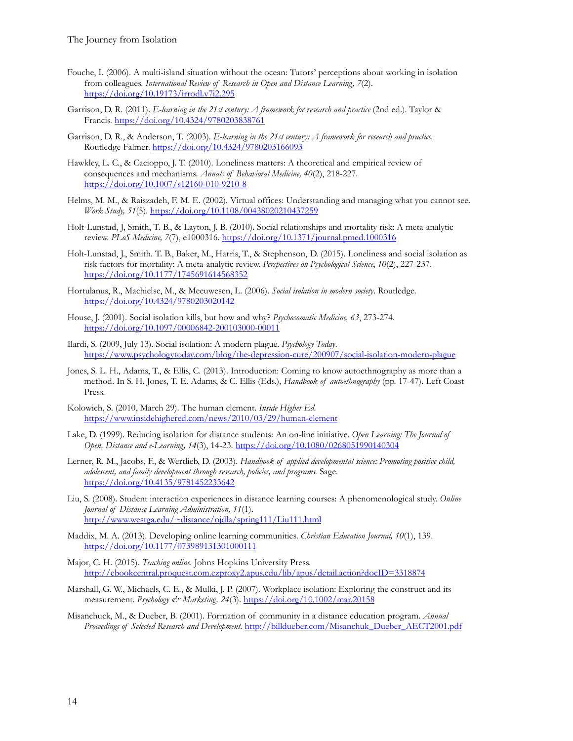Fouche, I. (2006). A multi-island situation without the ocean: Tutors' perceptions about working in isolation from colleagues. *International Review of Research in Open and Distance Learning, 7*(2). https://doi.org/10.19173/irrodl.v7i2.295

Garrison, D. R. (2011). *E-learning in the 21st century: A framework for research and practice* (2nd ed.). Taylor & Francis. https://doi.org/10.4324/9780203838761

Garrison, D. R., & Anderson, T. (2003). *E-learning in the 21st century: A framework for research and practice.* Routledge Falmer. https://doi.org/10.4324/9780203166093

Hawkley, L. C., & Cacioppo, J. T. (2010). Loneliness matters: A theoretical and empirical review of consequences and mechanisms. *Annals of Behavioral Medicine, 40*(2), 218-227. https://doi.org/10.1007/s12160-010-9210-8

Helms, M. M., & Raiszadeh, F. M. E. (2002). Virtual offices: Understanding and managing what you cannot see. *Work Study, 51*(5). https://doi.org/10.1108/00438020210437259

Holt-Lunstad, J, Smith, T. B., & Layton, J. B. (2010). Social relationships and mortality risk: A meta-analytic review. *PLoS Medicine, 7*(7), e1000316. https://doi.org/10.1371/journal.pmed.1000316

Holt-Lunstad, J., Smith. T. B., Baker, M., Harris, T., & Stephenson, D. (2015). Loneliness and social isolation as risk factors for mortality: A meta-analytic review. *Perspectives on Psychological Science*, *10*(2), 227-237. https://doi.org/10.1177/1745691614568352

Hortulanus, R., Machielse, M., & Meeuwesen, L. (2006). *Social isolation in modern society*. Routledge. https://doi.org/10.4324/9780203020142

House, J. (2001). Social isolation kills, but how and why? *Psychosomatic Medicine, 63*, 273-274. https://doi.org/10.1097/00006842-200103000-00011

Ilardi, S. (2009, July 13). Social isolation: A modern plague. *Psychology Today*. https://www.psychologytoday.com/blog/the-depression-cure/200907/social-isolation-modern-plague

Jones, S. L. H., Adams, T., & Ellis, C. (2013). Introduction: Coming to know autoethnography as more than a method. In S. H. Jones, T. E. Adams, & C. Ellis (Eds.), *Handbook of autoethnography* (pp. 17-47). Left Coast Press.

Kolowich, S. (2010, March 29). The human element. *Inside Higher Ed.* https://www.insidehighered.com/news/2010/03/29/human-element

Lake, D. (1999). Reducing isolation for distance students: An on-line initiative. *Open Learning: The Journal of Open, Distance and e-Learning, 14*(3), 14-23. https://doi.org/10.1080/0268051990140304

Lerner, R. M., Jacobs, F., & Wertlieb, D. (2003). *Handbook of applied developmental science: Promoting positive child, adolescent, and family development through research, policies, and programs.* Sage. https://doi.org/10.4135/9781452233642

Liu, S. (2008). Student interaction experiences in distance learning courses: A phenomenological study. *Online Journal of Distance Learning Administration*, *11*(1). http://www.westga.edu/~distance/ojdla/spring111/Liu111.html

Maddix, M. A. (2013). Developing online learning communities. *Christian Education Journal, 10*(1), 139. https://doi.org/10.1177/073989131301000111

Major, C. H. (2015). *Teaching online.* Johns Hopkins University Press. http://ebookcentral.proquest.com.ezproxy2.apus.edu/lib/apus/detail.action?docID=3318874

Marshall, G. W., Michaels, C. E., & Mulki, J. P. (2007). Workplace isolation: Exploring the construct and its measurement. *Psychology & Marketing, 24*(3). https://doi.org/10.1002/mar.20158

Misanchuck, M., & Dueber, B. (2001). Formation of community in a distance education program. *Annual Proceedings of Selected Research and Development.* http://billdueber.com/Misanchuk_Dueber_AECT2001.pdf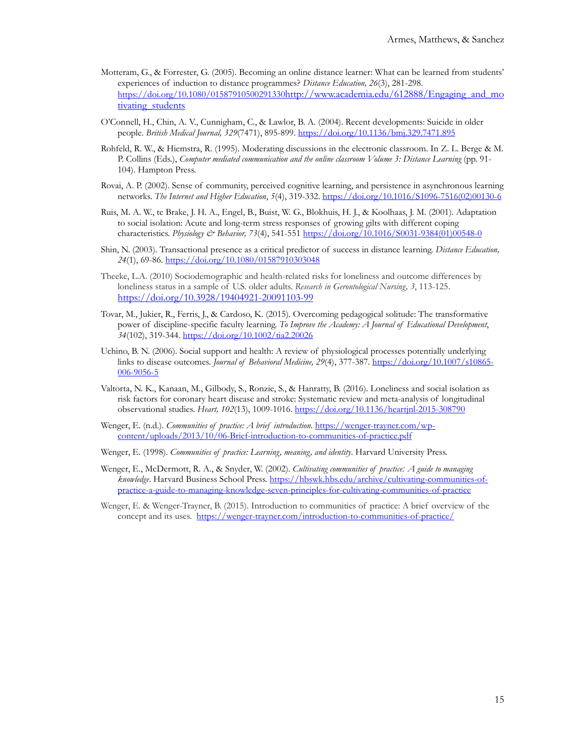Motteram, G., & Forrester, G. (2005). Becoming an online distance learner: What can be learned from students' experiences of induction to distance programmes? *Distance Education, 26*(3), 281-298. https://doi.org/10.1080/01587910500291330http://www.academia.edu/612888/Engaging_and_motivating_students

O'Connell, H., Chin, A. V., Cunnigham, C., & Lawlor, B. A. (2004). Recent developments: Suicide in older people. *British Medical Journal, 329*(7471), 895-899. https://doi.org/10.1136/bmj.329.7471.895

Rohfeld, R. W., & Hiemstra, R. (1995). Moderating discussions in the electronic classroom. In Z. L. Berge & M. P. Collins (Eds.), *Computer mediated communication and the online classroom Volume 3: Distance Learning* (pp. 91-104). Hampton Press.

Rovai, A. P. (2002). Sense of community, perceived cognitive learning, and persistence in asynchronous learning networks. *The Internet and Higher Education*, *5*(4), 319-332. https://doi.org/10.1016/S1096-7516(02)00130-6

Ruis, M. A. W., te Brake, J. H. A., Engel, B., Buist, W. G., Blokhuis, H. J., & Koolhaas, J. M. (2001). Adaptation to social isolation: Acute and long-term stress responses of growing gilts with different coping characteristics. *Physiology & Behavior, 73*(4), 541-551 https://doi.org/10.1016/S0031-9384(01)00548-0

Shin, N. (2003). Transactional presence as a critical predictor of success in distance learning. *Distance Education, 24*(1), 69-86. https://doi.org/10.1080/01587910303048

Theeke, L.A. (2010) Sociodemographic and health-related risks for loneliness and outcome differences by loneliness status in a sample of U.S. older adults. *Research in Gerontological Nursing, 3*, 113-125. https://doi.org/10.3928/19404921-20091103-99

Tovar, M., Jukier, R., Ferris, J., & Cardoso, K. (2015). Overcoming pedagogical solitude: The transformative power of discipline-specific faculty learning. *To Improve the Academy: A Journal of Educational Development*, *34*(102), 319-344. https://doi.org/10.1002/tia2.20026

Uchino, B. N. (2006). Social support and health: A review of physiological processes potentially underlying links to disease outcomes. *Journal of Behavioral Medicine, 29*(4), 377-387. https://doi.org/10.1007/s10865-006-9056-5

Valtorta, N. K., Kanaan, M., Gilbody, S., Ronzie, S., & Hanratty, B. (2016). Loneliness and social isolation as risk factors for coronary heart disease and stroke: Systematic review and meta-analysis of longitudinal observational studies. *Heart, 102*(13), 1009-1016. https://doi.org/10.1136/heartjnl-2015-308790

Wenger, E. (n.d.). *Communities of practice: A brief introduction*. https://wenger-trayner.com/wp-content/uploads/2013/10/06-Brief-introduction-to-communities-of-practice.pdf

Wenger, E. (1998). *Communities of practice: Learning, meaning, and identity*. Harvard University Press.

Wenger, E., McDermott, R. A., & Snyder, W. (2002). *Cultivating communities of practice: A guide to managing knowledge*. Harvard Business School Press. https://hbswk.hbs.edu/archive/cultivating-communities-of-practice-a-guide-to-managing-knowledge-seven-principles-for-cultivating-communities-of-practice

Wenger, E. & Wenger-Trayner, B. (2015). Introduction to communities of practice: A brief overview of the concept and its uses. https://wenger-trayner.com/introduction-to-communities-of-practice/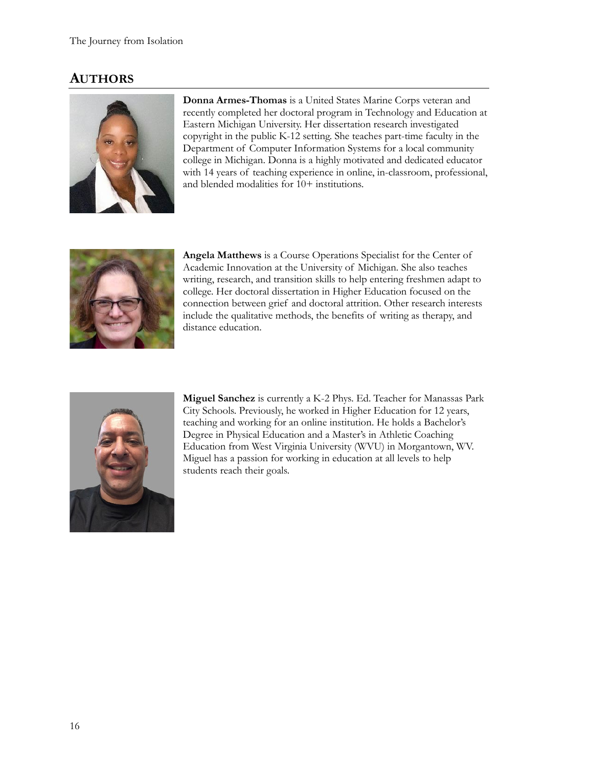## AUTHORS

**Donna Armes-Thomas** is a United States Marine Corps veteran and recently completed her doctoral program in Technology and Education at Eastern Michigan University. Her dissertation research investigated copyright in the public K-12 setting. She teaches part-time faculty in the Department of Computer Information Systems for a local community college in Michigan. Donna is a highly motivated and dedicated educator with 14 years of teaching experience in online, in-classroom, professional, and blended modalities for 10+ institutions.

**Angela Matthews** is a Course Operations Specialist for the Center of Academic Innovation at the University of Michigan. She also teaches writing, research, and transition skills to help entering freshmen adapt to college. Her doctoral dissertation in Higher Education focused on the connection between grief and doctoral attrition. Other research interests include the qualitative methods, the benefits of writing as therapy, and distance education.

**Miguel Sanchez** is currently a K-2 Phys. Ed. Teacher for Manassas Park City Schools. Previously, he worked in Higher Education for 12 years, teaching and working for an online institution. He holds a Bachelor's Degree in Physical Education and a Master's in Athletic Coaching Education from West Virginia University (WVU) in Morgantown, WV. Miguel has a passion for working in education at all levels to help students reach their goals.